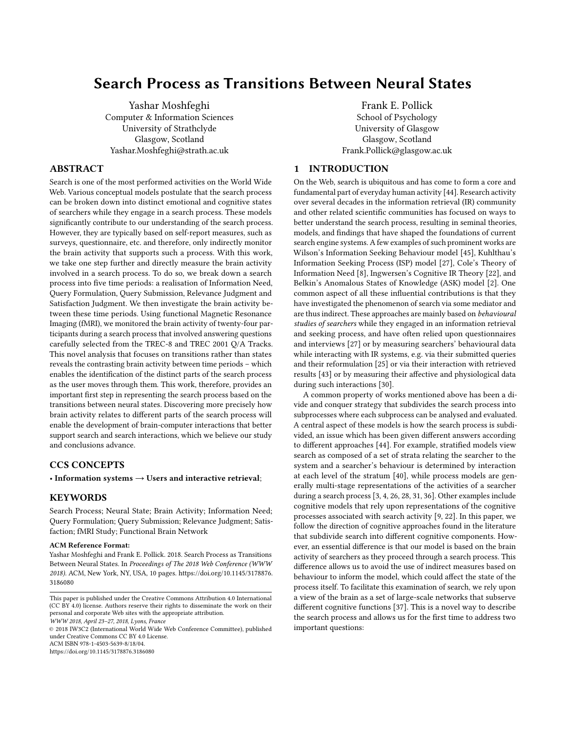# Search Process as Transitions Between Neural States

Yashar Moshfeghi
Computer & Information Sciences
University of Strathclyde
Glasgow, Scotland
Yashar.Moshfeghi@strath.ac.uk

Frank E. Pollick
School of Psychology
University of Glasgow
Glasgow, Scotland
Frank.Pollick@glasgow.ac.uk

## ABSTRACT

Search is one of the most performed activities on the World Wide Web. Various conceptual models postulate that the search process can be broken down into distinct emotional and cognitive states of searchers while they engage in a search process. These models significantly contribute to our understanding of the search process. However, they are typically based on self-report measures, such as surveys, questionnaire, etc. and therefore, only indirectly monitor the brain activity that supports such a process. With this work, we take one step further and directly measure the brain activity involved in a search process. To do so, we break down a search process into five time periods: a realisation of Information Need, Query Formulation, Query Submission, Relevance Judgment and Satisfaction Judgment. We then investigate the brain activity between these time periods. Using functional Magnetic Resonance Imaging (fMRI), we monitored the brain activity of twenty-four participants during a search process that involved answering questions carefully selected from the TREC-8 and TREC 2001 Q/A Tracks. This novel analysis that focuses on transitions rather than states reveals the contrasting brain activity between time periods – which enables the identification of the distinct parts of the search process as the user moves through them. This work, therefore, provides an important first step in representing the search process based on the transitions between neural states. Discovering more precisely how brain activity relates to different parts of the search process will enable the development of brain-computer interactions that better support search and search interactions, which we believe our study and conclusions advance.

## CCS CONCEPTS

• **Information systems → Users and interactive retrieval**;

## KEYWORDS

Search Process; Neural State; Brain Activity; Information Need; Query Formulation; Query Submission; Relevance Judgment; Satisfaction; fMRI Study; Functional Brain Network

**ACM Reference Format:**
Yashar Moshfeghi and Frank E. Pollick. 2018. Search Process as Transitions Between Neural States. In *Proceedings of The 2018 Web Conference (WWW 2018)*. ACM, New York, NY, USA, 10 pages. https://doi.org/10.1145/3178876.3186080

This paper is published under the Creative Commons Attribution 4.0 International (CC BY 4.0) license. Authors reserve their rights to disseminate the work on their personal and corporate Web sites with the appropriate attribution.
*WWW 2018, April 23–27, 2018, Lyons, France*
© 2018 IW3C2 (International World Wide Web Conference Committee), published under Creative Commons CC BY 4.0 License.
ACM ISBN 978-1-4503-5639-8/18/04.
https://doi.org/10.1145/3178876.3186080

## 1 INTRODUCTION

On the Web, search is ubiquitous and has come to form a core and fundamental part of everyday human activity [44]. Research activity over several decades in the information retrieval (IR) community and other related scientific communities has focused on ways to better understand the search process, resulting in seminal theories, models, and findings that have shaped the foundations of current search engine systems. A few examples of such prominent works are Wilson's Information Seeking Behaviour model [45], Kuhlthau's Information Seeking Process (ISP) model [27], Cole's Theory of Information Need [8], Ingwersen's Cognitive IR Theory [22], and Belkin's Anomalous States of Knowledge (ASK) model [2]. One common aspect of all these influential contributions is that they have investigated the phenomenon of search via some mediator and are thus indirect. These approaches are mainly based on *behavioural studies of searchers* while they engaged in an information retrieval and seeking process, and have often relied upon questionnaires and interviews [27] or by measuring searchers' behavioural data while interacting with IR systems, e.g. via their submitted queries and their reformulation [25] or via their interaction with retrieved results [43] or by measuring their affective and physiological data during such interactions [30].

A common property of works mentioned above has been a divide and conquer strategy that subdivides the search process into subprocesses where each subprocess can be analysed and evaluated. A central aspect of these models is how the search process is subdivided, an issue which has been given different answers according to different approaches [44]. For example, stratified models view search as composed of a set of strata relating the searcher to the system and a searcher's behaviour is determined by interaction at each level of the stratum [40], while process models are generally multi-stage representations of the activities of a searcher during a search process [3, 4, 26, 28, 31, 36]. Other examples include cognitive models that rely upon representations of the cognitive processes associated with search activity [9, 22]. In this paper, we follow the direction of cognitive approaches found in the literature that subdivide search into different cognitive components. However, an essential difference is that our model is based on the brain activity of searchers as they proceed through a search process. This difference allows us to avoid the use of indirect measures based on behaviour to inform the model, which could affect the state of the process itself. To facilitate this examination of search, we rely upon a view of the brain as a set of large-scale networks that subserve different cognitive functions [37]. This is a novel way to describe the search process and allows us for the first time to address two important questions: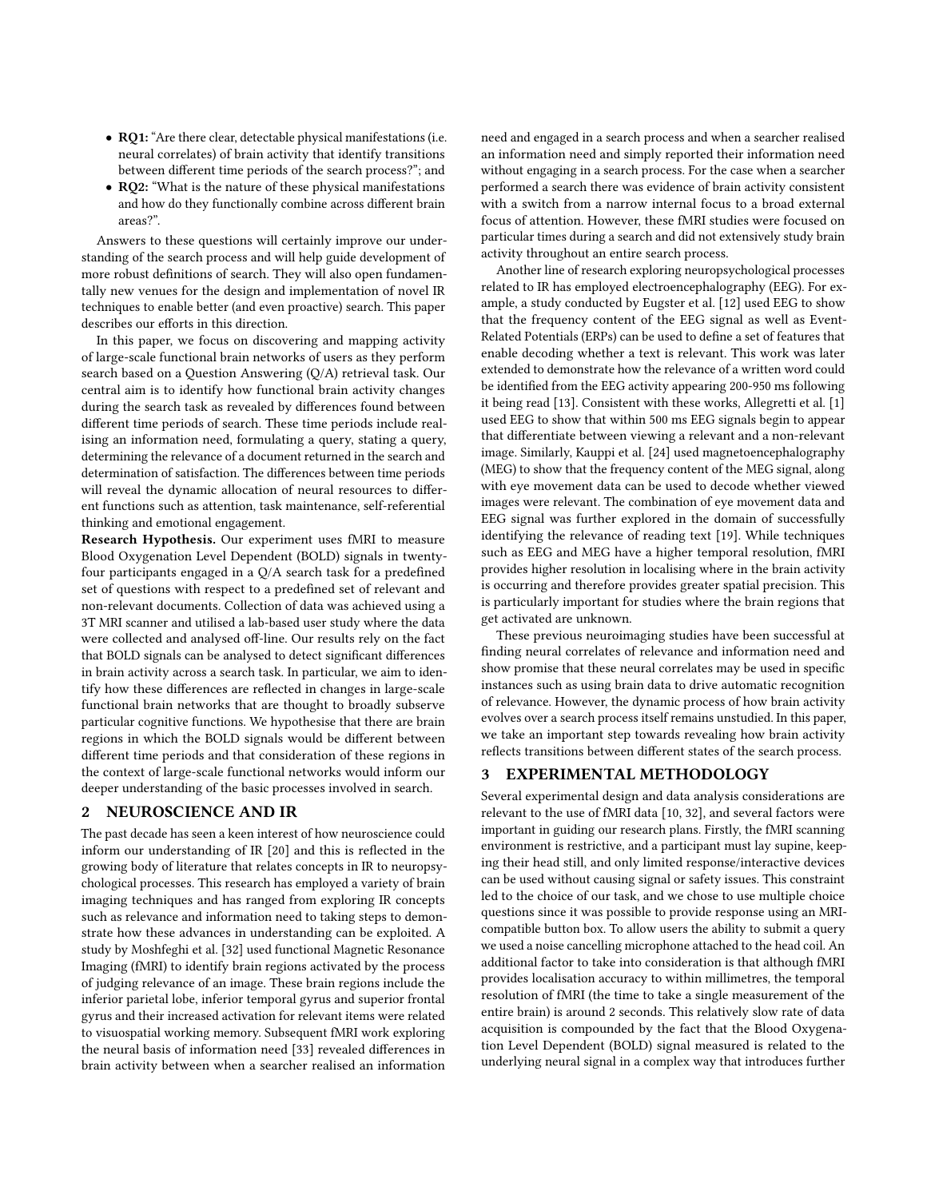- **RQ1:** "Are there clear, detectable physical manifestations (i.e. neural correlates) of brain activity that identify transitions between different time periods of the search process?"; and
- **RQ2:** "What is the nature of these physical manifestations and how do they functionally combine across different brain areas?".

Answers to these questions will certainly improve our understanding of the search process and will help guide development of more robust definitions of search. They will also open fundamentally new venues for the design and implementation of novel IR techniques to enable better (and even proactive) search. This paper describes our efforts in this direction.

In this paper, we focus on discovering and mapping activity of large-scale functional brain networks of users as they perform search based on a Question Answering (Q/A) retrieval task. Our central aim is to identify how functional brain activity changes during the search task as revealed by differences found between different time periods of search. These time periods include realising an information need, formulating a query, stating a query, determining the relevance of a document returned in the search and determination of satisfaction. The differences between time periods will reveal the dynamic allocation of neural resources to different functions such as attention, task maintenance, self-referential thinking and emotional engagement.

**Research Hypothesis.** Our experiment uses fMRI to measure Blood Oxygenation Level Dependent (BOLD) signals in twenty-four participants engaged in a Q/A search task for a predefined set of questions with respect to a predefined set of relevant and non-relevant documents. Collection of data was achieved using a 3T MRI scanner and utilised a lab-based user study where the data were collected and analysed off-line. Our results rely on the fact that BOLD signals can be analysed to detect significant differences in brain activity across a search task. In particular, we aim to identify how these differences are reflected in changes in large-scale functional brain networks that are thought to broadly subserve particular cognitive functions. We hypothesise that there are brain regions in which the BOLD signals would be different between different time periods and that consideration of these regions in the context of large-scale functional networks would inform our deeper understanding of the basic processes involved in search.

## 2 NEUROSCIENCE AND IR

The past decade has seen a keen interest of how neuroscience could inform our understanding of IR [20] and this is reflected in the growing body of literature that relates concepts in IR to neuropsychological processes. This research has employed a variety of brain imaging techniques and has ranged from exploring IR concepts such as relevance and information need to taking steps to demonstrate how these advances in understanding can be exploited. A study by Moshfeghi et al. [32] used functional Magnetic Resonance Imaging (fMRI) to identify brain regions activated by the process of judging relevance of an image. These brain regions include the inferior parietal lobe, inferior temporal gyrus and superior frontal gyrus and their increased activation for relevant items were related to visuospatial working memory. Subsequent fMRI work exploring the neural basis of information need [33] revealed differences in brain activity between when a searcher realised an information need and engaged in a search process and when a searcher realised an information need and simply reported their information need without engaging in a search process. For the case when a searcher performed a search there was evidence of brain activity consistent with a switch from a narrow internal focus to a broad external focus of attention. However, these fMRI studies were focused on particular times during a search and did not extensively study brain activity throughout an entire search process.

Another line of research exploring neuropsychological processes related to IR has employed electroencephalography (EEG). For example, a study conducted by Eugster et al. [12] used EEG to show that the frequency content of the EEG signal as well as Event-Related Potentials (ERPs) can be used to define a set of features that enable decoding whether a text is relevant. This work was later extended to demonstrate how the relevance of a written word could be identified from the EEG activity appearing 200-950 ms following it being read [13]. Consistent with these works, Allegretti et al. [1] used EEG to show that within 500 ms EEG signals begin to appear that differentiate between viewing a relevant and a non-relevant image. Similarly, Kauppi et al. [24] used magnetoencephalography (MEG) to show that the frequency content of the MEG signal, along with eye movement data can be used to decode whether viewed images were relevant. The combination of eye movement data and EEG signal was further explored in the domain of successfully identifying the relevance of reading text [19]. While techniques such as EEG and MEG have a higher temporal resolution, fMRI provides higher resolution in localising where in the brain activity is occurring and therefore provides greater spatial precision. This is particularly important for studies where the brain regions that get activated are unknown.

These previous neuroimaging studies have been successful at finding neural correlates of relevance and information need and show promise that these neural correlates may be used in specific instances such as using brain data to drive automatic recognition of relevance. However, the dynamic process of how brain activity evolves over a search process itself remains unstudied. In this paper, we take an important step towards revealing how brain activity reflects transitions between different states of the search process.

## 3 EXPERIMENTAL METHODOLOGY

Several experimental design and data analysis considerations are relevant to the use of fMRI data [10, 32], and several factors were important in guiding our research plans. Firstly, the fMRI scanning environment is restrictive, and a participant must lay supine, keeping their head still, and only limited response/interactive devices can be used without causing signal or safety issues. This constraint led to the choice of our task, and we chose to use multiple choice questions since it was possible to provide response using an MRI-compatible button box. To allow users the ability to submit a query we used a noise cancelling microphone attached to the head coil. An additional factor to take into consideration is that although fMRI provides localisation accuracy to within millimetres, the temporal resolution of fMRI (the time to take a single measurement of the entire brain) is around 2 seconds. This relatively slow rate of data acquisition is compounded by the fact that the Blood Oxygenation Level Dependent (BOLD) signal measured is related to the underlying neural signal in a complex way that introduces further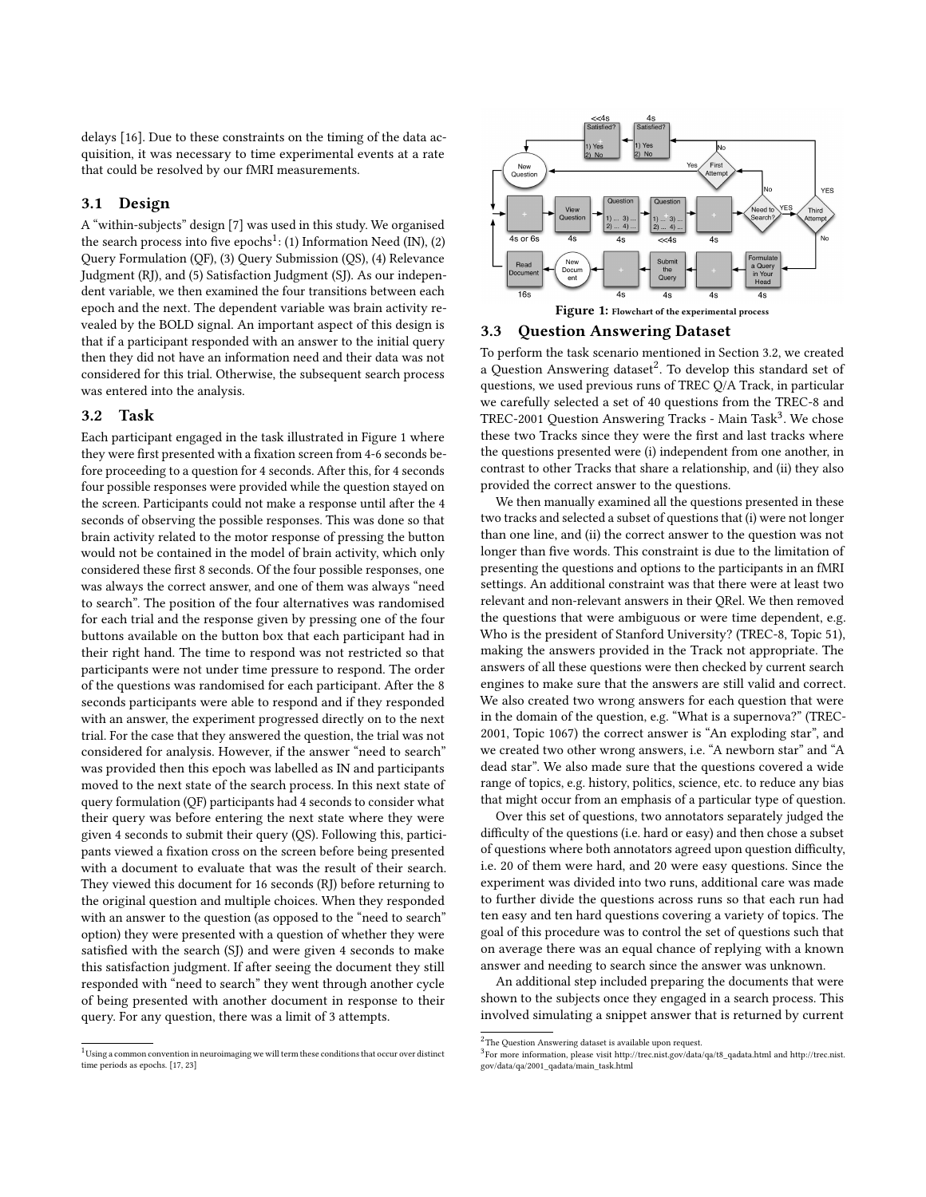delays [16]. Due to these constraints on the timing of the data acquisition, it was necessary to time experimental events at a rate that could be resolved by our fMRI measurements.

## 3.1 Design

A "within-subjects" design [7] was used in this study. We organised the search process into five epochs[1]: (1) Information Need (IN), (2) Query Formulation (QF), (3) Query Submission (QS), (4) Relevance Judgment (RJ), and (5) Satisfaction Judgment (SJ). As our independent variable, we then examined the four transitions between each epoch and the next. The dependent variable was brain activity revealed by the BOLD signal. An important aspect of this design is that if a participant responded with an answer to the initial query then they did not have an information need and their data was not considered for this trial. Otherwise, the subsequent search process was entered into the analysis.

## 3.2 Task

Each participant engaged in the task illustrated in Figure 1 where they were first presented with a fixation screen from 4-6 seconds before proceeding to a question for 4 seconds. After this, for 4 seconds four possible responses were provided while the question stayed on the screen. Participants could not make a response until after the 4 seconds of observing the possible responses. This was done so that brain activity related to the motor response of pressing the button would not be contained in the model of brain activity, which only considered these first 8 seconds. Of the four possible responses, one was always the correct answer, and one of them was always "need to search". The position of the four alternatives was randomised for each trial and the response given by pressing one of the four buttons available on the button box that each participant had in their right hand. The time to respond was not restricted so that participants were not under time pressure to respond. The order of the questions was randomised for each participant. After the 8 seconds participants were able to respond and if they responded with an answer, the experiment progressed directly on to the next trial. For the case that they answered the question, the trial was not considered for analysis. However, if the answer "need to search" was provided then this epoch was labelled as IN and participants moved to the next state of the search process. In this next state of query formulation (QF) participants had 4 seconds to consider what their query was before entering the next state where they were given 4 seconds to submit their query (QS). Following this, participants viewed a fixation cross on the screen before being presented with a document to evaluate that was the result of their search. They viewed this document for 16 seconds (RJ) before returning to the original question and multiple choices. When they responded with an answer to the question (as opposed to the "need to search" option) they were presented with a question of whether they were satisfied with the search (SJ) and were given 4 seconds to make this satisfaction judgment. If after seeing the document they still responded with "need to search" they went through another cycle of being presented with another document in response to their query. For any question, there was a limit of 3 attempts.

<<4s
4s
Satisfied?
1) Yes
2) No
Satisfied?
1) Yes
2) No
No
New Question
Yes
First Attempt
No
YES
+
View Question
Question
1) ... 3) ...
2) ... 4) ...
Question
1) ... 3) ...
2) ... 4) ...
+
Need to Search?
YES
Third Attempt
4s or 6s
4s
4s
<<4s
4s
No
Read Document
New Document
+
Submit the Query
+
Formulate a Query in Your Head
16s
4s
4s
4s
4s

**Figure 1: Flowchart of the experimental process**

## 3.3 Question Answering Dataset

To perform the task scenario mentioned in Section 3.2, we created a Question Answering dataset[2]. To develop this standard set of questions, we used previous runs of TREC Q/A Track, in particular we carefully selected a set of 40 questions from the TREC-8 and TREC-2001 Question Answering Tracks - Main Task[3]. We chose these two Tracks since they were the first and last tracks where the questions presented were (i) independent from one another, in contrast to other Tracks that share a relationship, and (ii) they also provided the correct answer to the questions.

We then manually examined all the questions presented in these two tracks and selected a subset of questions that (i) were not longer than one line, and (ii) the correct answer to the question was not longer than five words. This constraint is due to the limitation of presenting the questions and options to the participants in an fMRI settings. An additional constraint was that there were at least two relevant and non-relevant answers in their QRel. We then removed the questions that were ambiguous or were time dependent, e.g. Who is the president of Stanford University? (TREC-8, Topic 51), making the answers provided in the Track not appropriate. The answers of all these questions were then checked by current search engines to make sure that the answers are still valid and correct. We also created two wrong answers for each question that were in the domain of the question, e.g. "What is a supernova?" (TREC-2001, Topic 1067) the correct answer is "An exploding star", and we created two other wrong answers, i.e. "A newborn star" and "A dead star". We also made sure that the questions covered a wide range of topics, e.g. history, politics, science, etc. to reduce any bias that might occur from an emphasis of a particular type of question.

Over this set of questions, two annotators separately judged the difficulty of the questions (i.e. hard or easy) and then chose a subset of questions where both annotators agreed upon question difficulty, i.e. 20 of them were hard, and 20 were easy questions. Since the experiment was divided into two runs, additional care was made to further divide the questions across runs so that each run had ten easy and ten hard questions covering a variety of topics. The goal of this procedure was to control the set of questions such that on average there was an equal chance of replying with a known answer and needing to search since the answer was unknown.

An additional step included preparing the documents that were shown to the subjects once they engaged in a search process. This involved simulating a snippet answer that is returned by current

[1] Using a common convention in neuroimaging we will term these conditions that occur over distinct time periods as epochs. [17, 23]

[2] The Question Answering dataset is available upon request.

[3] For more information, please visit http://trec.nist.gov/data/qa/t8_qadata.html and http://trec.nist.gov/data/qa/2001_qadata/main_task.html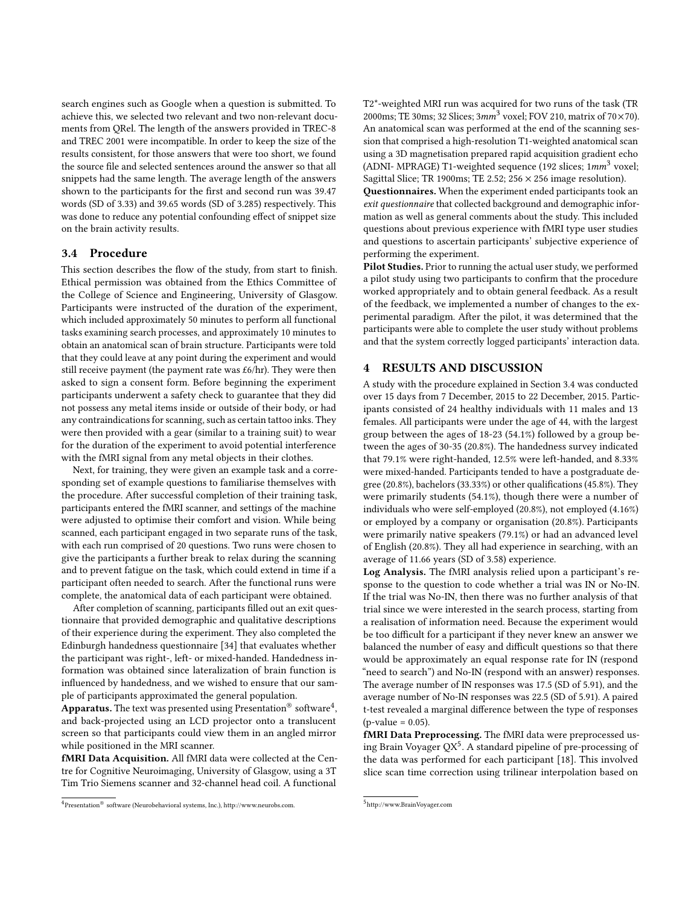search engines such as Google when a question is submitted. To achieve this, we selected two relevant and two non-relevant documents from QRel. The length of the answers provided in TREC-8 and TREC 2001 were incompatible. In order to keep the size of the results consistent, for those answers that were too short, we found the source file and selected sentences around the answer so that all snippets had the same length. The average length of the answers shown to the participants for the first and second run was 39.47 words (SD of 3.33) and 39.65 words (SD of 3.285) respectively. This was done to reduce any potential confounding effect of snippet size on the brain activity results.

### 3.4 Procedure

This section describes the flow of the study, from start to finish. Ethical permission was obtained from the Ethics Committee of the College of Science and Engineering, University of Glasgow. Participants were instructed of the duration of the experiment, which included approximately 50 minutes to perform all functional tasks examining search processes, and approximately 10 minutes to obtain an anatomical scan of brain structure. Participants were told that they could leave at any point during the experiment and would still receive payment (the payment rate was £6/hr). They were then asked to sign a consent form. Before beginning the experiment participants underwent a safety check to guarantee that they did not possess any metal items inside or outside of their body, or had any contraindications for scanning, such as certain tattoo inks. They were then provided with a gear (similar to a training suit) to wear for the duration of the experiment to avoid potential interference with the fMRI signal from any metal objects in their clothes.

Next, for training, they were given an example task and a corresponding set of example questions to familiarise themselves with the procedure. After successful completion of their training task, participants entered the fMRI scanner, and settings of the machine were adjusted to optimise their comfort and vision. While being scanned, each participant engaged in two separate runs of the task, with each run comprised of 20 questions. Two runs were chosen to give the participants a further break to relax during the scanning and to prevent fatigue on the task, which could extend in time if a participant often needed to search. After the functional runs were complete, the anatomical data of each participant were obtained.

After completion of scanning, participants filled out an exit questionnaire that provided demographic and qualitative descriptions of their experience during the experiment. They also completed the Edinburgh handedness questionnaire [34] that evaluates whether the participant was right-, left- or mixed-handed. Handedness information was obtained since lateralization of brain function is influenced by handedness, and we wished to ensure that our sample of participants approximated the general population.

**Apparatus.** The text was presented using Presentation® software[4], and back-projected using an LCD projector onto a translucent screen so that participants could view them in an angled mirror while positioned in the MRI scanner.

**fMRI Data Acquisition.** All fMRI data were collected at the Centre for Cognitive Neuroimaging, University of Glasgow, using a 3T Tim Trio Siemens scanner and 32-channel head coil. A functional T2*-weighted MRI run was acquired for two runs of the task (TR 2000ms; TE 30ms; 32 Slices; $3mm^3$ voxel; FOV 210, matrix of $70\times70$). An anatomical scan was performed at the end of the scanning session that comprised a high-resolution T1-weighted anatomical scan using a 3D magnetisation prepared rapid acquisition gradient echo (ADNI- MPRAGE) T1-weighted sequence (192 slices; $1mm^3$ voxel; Sagittal Slice; TR 1900ms; TE 2.52; $256 \times 256$ image resolution).

**Questionnaires.** When the experiment ended participants took an *exit questionnaire* that collected background and demographic information as well as general comments about the study. This included questions about previous experience with fMRI type user studies and questions to ascertain participants' subjective experience of performing the experiment.

**Pilot Studies.** Prior to running the actual user study, we performed a pilot study using two participants to confirm that the procedure worked appropriately and to obtain general feedback. As a result of the feedback, we implemented a number of changes to the experimental paradigm. After the pilot, it was determined that the participants were able to complete the user study without problems and that the system correctly logged participants' interaction data.

## 4 RESULTS AND DISCUSSION

A study with the procedure explained in Section 3.4 was conducted over 15 days from 7 December, 2015 to 22 December, 2015. Participants consisted of 24 healthy individuals with 11 males and 13 females. All participants were under the age of 44, with the largest group between the ages of 18-23 (54.1%) followed by a group between the ages of 30-35 (20.8%). The handedness survey indicated that 79.1% were right-handed, 12.5% were left-handed, and 8.33% were mixed-handed. Participants tended to have a postgraduate degree (20.8%), bachelors (33.33%) or other qualifications (45.8%). They were primarily students (54.1%), though there were a number of individuals who were self-employed (20.8%), not employed (4.16%) or employed by a company or organisation (20.8%). Participants were primarily native speakers (79.1%) or had an advanced level of English (20.8%). They all had experience in searching, with an average of 11.66 years (SD of 3.58) experience.

**Log Analysis.** The fMRI analysis relied upon a participant's response to the question to code whether a trial was IN or No-IN. If the trial was No-IN, then there was no further analysis of that trial since we were interested in the search process, starting from a realisation of information need. Because the experiment would be too difficult for a participant if they never knew an answer we balanced the number of easy and difficult questions so that there would be approximately an equal response rate for IN (respond "need to search") and No-IN (respond with an answer) responses. The average number of IN responses was 17.5 (SD of 5.91), and the average number of No-IN responses was 22.5 (SD of 5.91). A paired t-test revealed a marginal difference between the type of responses ($p$-value = 0.05).

**fMRI Data Preprocessing.** The fMRI data were preprocessed using Brain Voyager QX[5]. A standard pipeline of pre-processing of the data was performed for each participant [18]. This involved slice scan time correction using trilinear interpolation based on

[4] Presentation® software (Neurobehavioral systems, Inc.), http://www.neurobs.com.

[5] http://www.BrainVoyager.com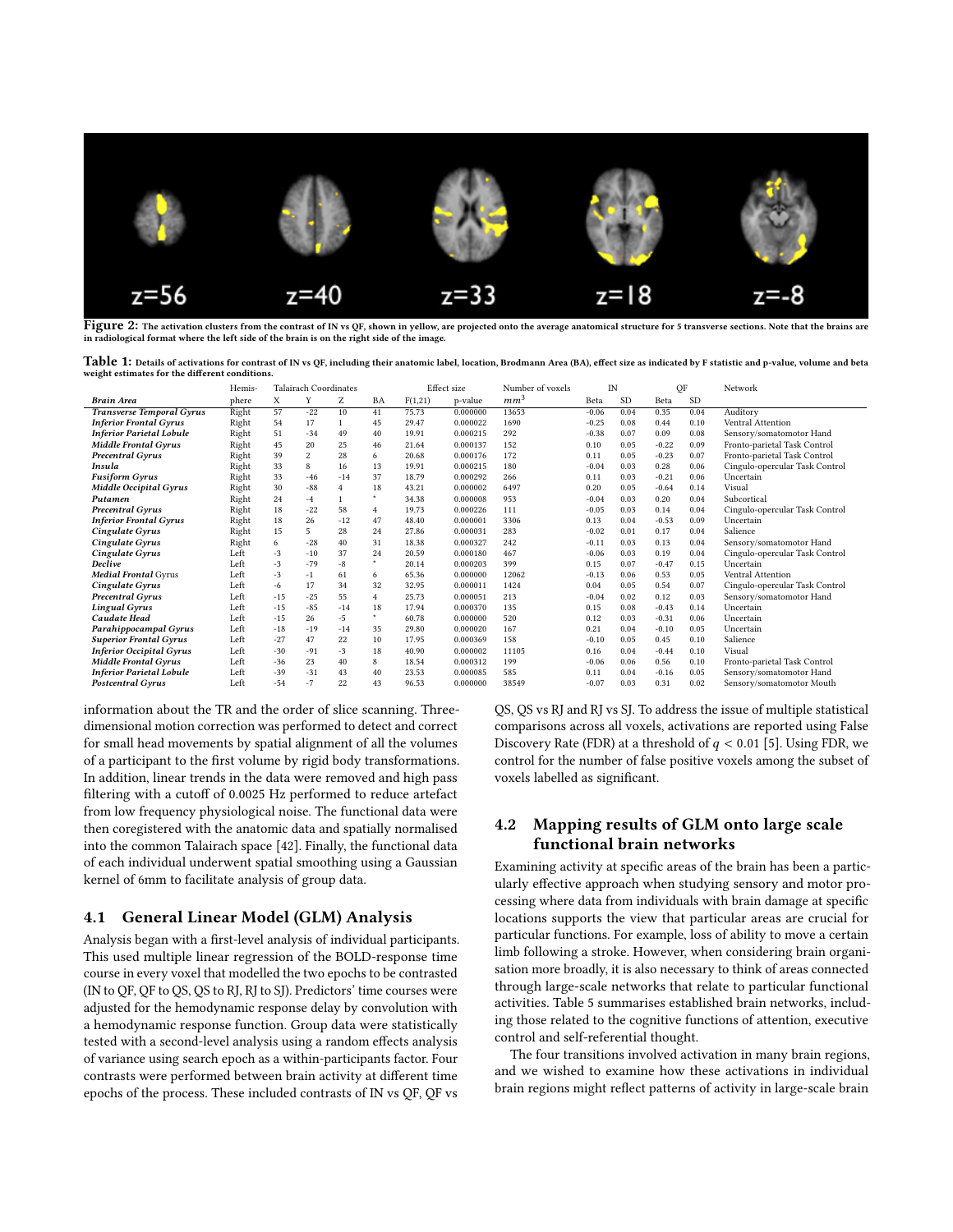**Figure 2:** The activation clusters from the contrast of IN vs QF, shown in yellow, are projected onto the average anatomical structure for 5 transverse sections. Note that the brains are in radiological format where the left side of the brain is on the right side of the image.

**Table 1:** Details of activations for contrast of IN vs QF, including their anatomic label, location, Brodmann Area (BA), effect size as indicated by F statistic and p-value, volume and beta weight estimates for the different conditions.

| Brain Area | Hemisphere | Talairach Coordinates X | Y | Z | BA | Effect size F(1,21) | p-value | Number of voxels $mm^3$ | IN Beta | IN SD | QF Beta | QF SD | Network |
|---|---|---|---|---|---|---|---|---|---|---|---|---|---|
| *Transverse Temporal Gyrus* | Right | 57 | -22 | 10 | 41 | 75.73 | 0.000000 | 13653 | -0.06 | 0.04 | 0.35 | 0.04 | Auditory |
| *Inferior Frontal Gyrus* | Right | 54 | 17 | 1 | 45 | 29.47 | 0.000022 | 1690 | -0.25 | 0.08 | 0.44 | 0.10 | Ventral Attention |
| *Inferior Parietal Lobule* | Right | 51 | -34 | 49 | 40 | 19.91 | 0.000215 | 292 | -0.38 | 0.07 | 0.09 | 0.08 | Sensory/somatomotor Hand |
| *Middle Frontal Gyrus* | Right | 45 | 20 | 25 | 46 | 21.64 | 0.000137 | 152 | 0.10 | 0.05 | -0.22 | 0.09 | Fronto-parietal Task Control |
| *Precentral Gyrus* | Right | 39 | 2 | 28 | 6 | 20.68 | 0.000176 | 172 | 0.11 | 0.05 | -0.23 | 0.07 | Fronto-parietal Task Control |
| *Insula* | Right | 33 | 8 | 16 | 13 | 19.91 | 0.000215 | 180 | -0.04 | 0.03 | 0.28 | 0.06 | Cingulo-opercular Task Control |
| *Fusiform Gyrus* | Right | 33 | -46 | -14 | 37 | 18.79 | 0.000292 | 266 | 0.11 | 0.03 | -0.21 | 0.06 | Uncertain |
| *Middle Occipital Gyrus* | Right | 30 | -88 | 4 | 18 | 43.21 | 0.000002 | 6497 | 0.20 | 0.05 | -0.64 | 0.14 | Visual |
| *Putamen* | Right | 24 | -4 | 1 | * | 34.38 | 0.000008 | 953 | -0.04 | 0.03 | 0.20 | 0.04 | Subcortical |
| *Precentral Gyrus* | Right | 18 | -22 | 58 | 4 | 19.73 | 0.000226 | 111 | -0.05 | 0.03 | 0.14 | 0.04 | Cingulo-opercular Task Control |
| *Inferior Frontal Gyrus* | Right | 18 | 26 | -12 | 47 | 48.40 | 0.000001 | 3306 | 0.13 | 0.04 | -0.53 | 0.09 | Uncertain |
| *Cingulate Gyrus* | Right | 15 | 5 | 28 | 24 | 27.86 | 0.000031 | 283 | -0.02 | 0.01 | 0.17 | 0.04 | Salience |
| *Cingulate Gyrus* | Right | 6 | -28 | 40 | 31 | 18.38 | 0.000327 | 242 | -0.11 | 0.03 | 0.13 | 0.04 | Sensory/somatomotor Hand |
| *Cingulate Gyrus* | Left | -3 | -10 | 37 | 24 | 20.59 | 0.000180 | 467 | -0.06 | 0.03 | 0.19 | 0.04 | Cingulo-opercular Task Control |
| *Declive* | Left | -3 | -79 | -8 | * | 20.14 | 0.000203 | 399 | 0.15 | 0.07 | -0.47 | 0.15 | Uncertain |
| *Medial Frontal* Gyrus | Left | -3 | -1 | 61 | 6 | 65.36 | 0.000000 | 12062 | -0.13 | 0.06 | 0.53 | 0.05 | Ventral Attention |
| *Cingulate Gyrus* | Left | -6 | 17 | 34 | 32 | 32.95 | 0.000011 | 1424 | 0.04 | 0.05 | 0.54 | 0.07 | Cingulo-opercular Task Control |
| *Precentral Gyrus* | Left | -15 | -25 | 55 | 4 | 25.73 | 0.000051 | 213 | -0.04 | 0.02 | 0.12 | 0.03 | Sensory/somatomotor Hand |
| *Lingual Gyrus* | Left | -15 | -85 | -14 | 18 | 17.94 | 0.000370 | 135 | 0.15 | 0.08 | -0.43 | 0.14 | Uncertain |
| *Caudate Head* | Left | -15 | 26 | -5 | * | 60.78 | 0.000000 | 520 | 0.12 | 0.03 | -0.31 | 0.06 | Uncertain |
| *Parahippocampal Gyrus* | Left | -18 | -19 | -14 | 35 | 29.80 | 0.000020 | 167 | 0.21 | 0.04 | -0.10 | 0.05 | Uncertain |
| *Superior Frontal Gyrus* | Left | -27 | 47 | 22 | 10 | 17.95 | 0.000369 | 158 | -0.10 | 0.05 | 0.45 | 0.10 | Salience |
| *Inferior Occipital Gyrus* | Left | -30 | -91 | -3 | 18 | 40.90 | 0.000002 | 11105 | 0.16 | 0.04 | -0.44 | 0.10 | Visual |
| *Middle Frontal Gyrus* | Left | -36 | 23 | 40 | 8 | 18.54 | 0.000312 | 199 | -0.06 | 0.06 | 0.56 | 0.10 | Fronto-parietal Task Control |
| *Inferior Parietal Lobule* | Left | -39 | -31 | 43 | 40 | 23.53 | 0.000085 | 585 | 0.11 | 0.04 | -0.16 | 0.05 | Sensory/somatomotor Hand |
| *Postcentral Gyrus* | Left | -54 | -7 | 22 | 43 | 96.53 | 0.000000 | 38549 | -0.07 | 0.03 | 0.31 | 0.02 | Sensory/somatomotor Mouth |

information about the TR and the order of slice scanning. Three-dimensional motion correction was performed to detect and correct for small head movements by spatial alignment of all the volumes of a participant to the first volume by rigid body transformations. In addition, linear trends in the data were removed and high pass filtering with a cutoff of 0.0025 Hz performed to reduce artefact from low frequency physiological noise. The functional data were then coregistered with the anatomic data and spatially normalised into the common Talairach space [42]. Finally, the functional data of each individual underwent spatial smoothing using a Gaussian kernel of 6mm to facilitate analysis of group data.

## 4.1 General Linear Model (GLM) Analysis

Analysis began with a first-level analysis of individual participants. This used multiple linear regression of the BOLD-response time course in every voxel that modelled the two epochs to be contrasted (IN to QF, QF to QS, QS to RJ, RJ to SJ). Predictors' time courses were adjusted for the hemodynamic response delay by convolution with a hemodynamic response function. Group data were statistically tested with a second-level analysis using a random effects analysis of variance using search epoch as a within-participants factor. Four contrasts were performed between brain activity at different time epochs of the process. These included contrasts of IN vs QF, QF vs QS, QS vs RJ and RJ vs SJ. To address the issue of multiple statistical comparisons across all voxels, activations are reported using False Discovery Rate (FDR) at a threshold of $q < 0.01$ [5]. Using FDR, we control for the number of false positive voxels among the subset of voxels labelled as significant.

## 4.2 Mapping results of GLM onto large scale functional brain networks

Examining activity at specific areas of the brain has been a particularly effective approach when studying sensory and motor processing where data from individuals with brain damage at specific locations supports the view that particular areas are crucial for particular functions. For example, loss of ability to move a certain limb following a stroke. However, when considering brain organisation more broadly, it is also necessary to think of areas connected through large-scale networks that relate to particular functional activities. Table 5 summarises established brain networks, including those related to the cognitive functions of attention, executive control and self-referential thought.

The four transitions involved activation in many brain regions, and we wished to examine how these activations in individual brain regions might reflect patterns of activity in large-scale brain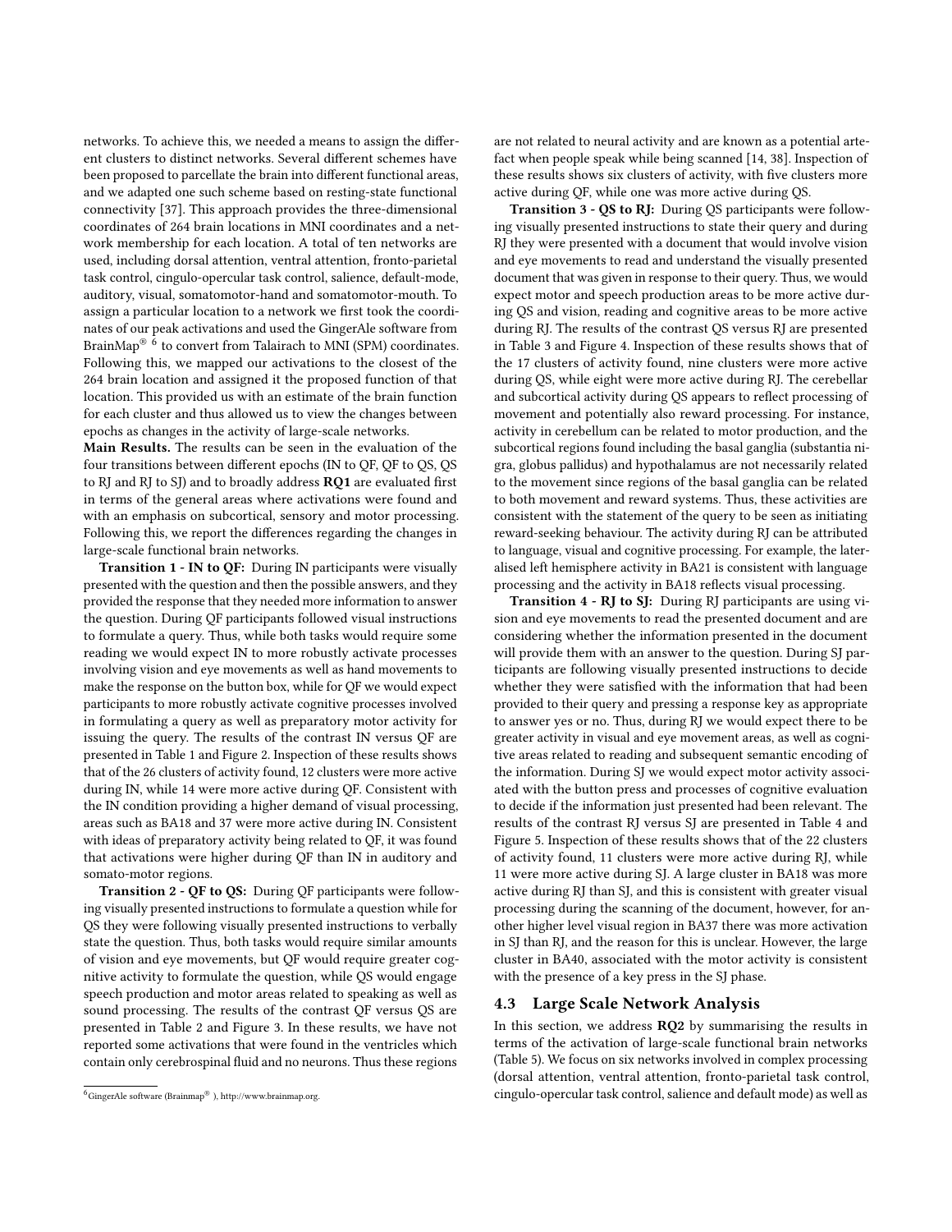networks. To achieve this, we needed a means to assign the different clusters to distinct networks. Several different schemes have been proposed to parcellate the brain into different functional areas, and we adapted one such scheme based on resting-state functional connectivity [37]. This approach provides the three-dimensional coordinates of 264 brain locations in MNI coordinates and a network membership for each location. A total of ten networks are used, including dorsal attention, ventral attention, fronto-parietal task control, cingulo-opercular task control, salience, default-mode, auditory, visual, somatomotor-hand and somatomotor-mouth. To assign a particular location to a network we first took the coordinates of our peak activations and used the GingerAle software from BrainMap® [6] to convert from Talairach to MNI (SPM) coordinates. Following this, we mapped our activations to the closest of the 264 brain location and assigned it the proposed function of that location. This provided us with an estimate of the brain function for each cluster and thus allowed us to view the changes between epochs as changes in the activity of large-scale networks.

**Main Results.** The results can be seen in the evaluation of the four transitions between different epochs (IN to QF, QF to QS, QS to RJ and RJ to SJ) and to broadly address **RQ1** are evaluated first in terms of the general areas where activations were found and with an emphasis on subcortical, sensory and motor processing. Following this, we report the differences regarding the changes in large-scale functional brain networks.

**Transition 1 - IN to QF:** During IN participants were visually presented with the question and then the possible answers, and they provided the response that they needed more information to answer the question. During QF participants followed visual instructions to formulate a query. Thus, while both tasks would require some reading we would expect IN to more robustly activate processes involving vision and eye movements as well as hand movements to make the response on the button box, while for QF we would expect participants to more robustly activate cognitive processes involved in formulating a query as well as preparatory motor activity for issuing the query. The results of the contrast IN versus QF are presented in Table 1 and Figure 2. Inspection of these results shows that of the 26 clusters of activity found, 12 clusters were more active during IN, while 14 were more active during QF. Consistent with the IN condition providing a higher demand of visual processing, areas such as BA18 and 37 were more active during IN. Consistent with ideas of preparatory activity being related to QF, it was found that activations were higher during QF than IN in auditory and somato-motor regions.

**Transition 2 - QF to QS:** During QF participants were following visually presented instructions to formulate a question while for QS they were following visually presented instructions to verbally state the question. Thus, both tasks would require similar amounts of vision and eye movements, but QF would require greater cognitive activity to formulate the question, while QS would engage speech production and motor areas related to speaking as well as sound processing. The results of the contrast QF versus QS are presented in Table 2 and Figure 3. In these results, we have not reported some activations that were found in the ventricles which contain only cerebrospinal fluid and no neurons. Thus these regions are not related to neural activity and are known as a potential artefact when people speak while being scanned [14, 38]. Inspection of these results shows six clusters of activity, with five clusters more active during QF, while one was more active during QS.

**Transition 3 - QS to RJ:** During QS participants were following visually presented instructions to state their query and during RJ they were presented with a document that would involve vision and eye movements to read and understand the visually presented document that was given in response to their query. Thus, we would expect motor and speech production areas to be more active during QS and vision, reading and cognitive areas to be more active during RJ. The results of the contrast QS versus RJ are presented in Table 3 and Figure 4. Inspection of these results shows that of the 17 clusters of activity found, nine clusters were more active during QS, while eight were more active during RJ. The cerebellar and subcortical activity during QS appears to reflect processing of movement and potentially also reward processing. For instance, activity in cerebellum can be related to motor production, and the subcortical regions found including the basal ganglia (substantia nigra, globus pallidus) and hypothalamus are not necessarily related to the movement since regions of the basal ganglia can be related to both movement and reward systems. Thus, these activities are consistent with the statement of the query to be seen as initiating reward-seeking behaviour. The activity during RJ can be attributed to language, visual and cognitive processing. For example, the lateralised left hemisphere activity in BA21 is consistent with language processing and the activity in BA18 reflects visual processing.

**Transition 4 - RJ to SJ:** During RJ participants are using vision and eye movements to read the presented document and are considering whether the information presented in the document will provide them with an answer to the question. During SJ participants are following visually presented instructions to decide whether they were satisfied with the information that had been provided to their query and pressing a response key as appropriate to answer yes or no. Thus, during RJ we would expect there to be greater activity in visual and eye movement areas, as well as cognitive areas related to reading and subsequent semantic encoding of the information. During SJ we would expect motor activity associated with the button press and processes of cognitive evaluation to decide if the information just presented had been relevant. The results of the contrast RJ versus SJ are presented in Table 4 and Figure 5. Inspection of these results shows that of the 22 clusters of activity found, 11 clusters were more active during RJ, while 11 were more active during SJ. A large cluster in BA18 was more active during RJ than SJ, and this is consistent with greater visual processing during the scanning of the document, however, for another higher level visual region in BA37 there was more activation in SJ than RJ, and the reason for this is unclear. However, the large cluster in BA40, associated with the motor activity is consistent with the presence of a key press in the SJ phase.

### 4.3 Large Scale Network Analysis

In this section, we address **RQ2** by summarising the results in terms of the activation of large-scale functional brain networks (Table 5). We focus on six networks involved in complex processing (dorsal attention, ventral attention, fronto-parietal task control, cingulo-opercular task control, salience and default mode) as well as

[6] GingerAle software (Brainmap®), http://www.brainmap.org.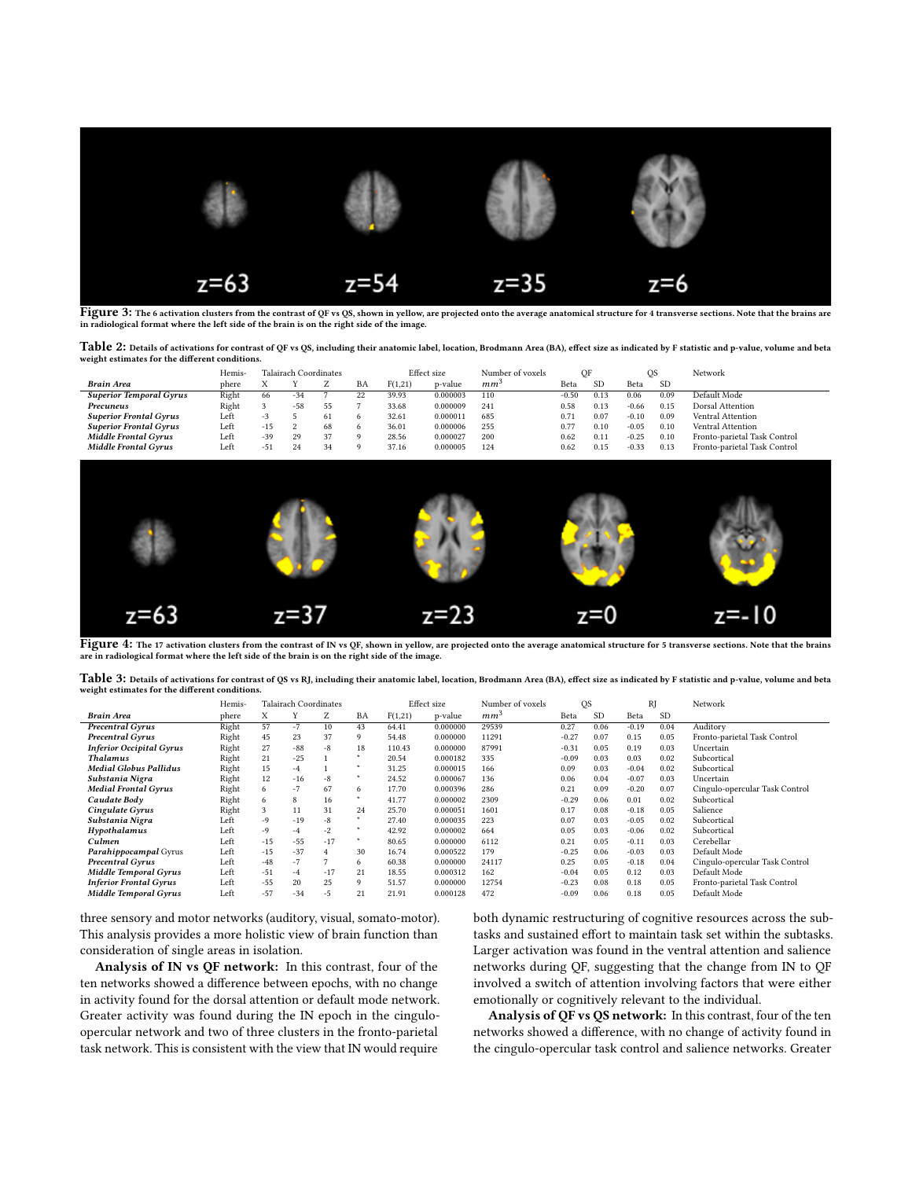**Figure 3:** The 6 activation clusters from the contrast of QF vs QS, shown in yellow, are projected onto the average anatomical structure for 4 transverse sections. Note that the brains are in radiological format where the left side of the brain is on the right side of the image.

**Table 2:** Details of activations for contrast of QF vs QS, including their anatomic label, location, Brodmann Area (BA), effect size as indicated by F statistic and p-value, volume and beta weight estimates for the different conditions.

| | Hemis- | Talairach Coordinates | | | | Effect size | | Number of voxels | QF | | QS | | Network |
|---|---|---|---|---|---|---|---|---|---|---|---|---|---|
| ***Brain Area*** | phere | X | Y | Z | BA | F(1,21) | p-value | $mm^3$ | Beta | SD | Beta | SD | |
| ***Superior Temporal Gyrus*** | Right | 66 | -34 | 7 | 22 | 39.93 | 0.000003 | 110 | -0.50 | 0.13 | 0.06 | 0.09 | Default Mode |
| ***Precuneus*** | Right | 3 | -58 | 55 | 7 | 33.68 | 0.000009 | 241 | 0.58 | 0.13 | -0.66 | 0.15 | Dorsal Attention |
| ***Superior Frontal Gyrus*** | Left | -3 | 5 | 61 | 6 | 32.61 | 0.000011 | 685 | 0.71 | 0.07 | -0.10 | 0.09 | Ventral Attention |
| ***Superior Frontal Gyrus*** | Left | -15 | 2 | 68 | 6 | 36.01 | 0.000006 | 255 | 0.77 | 0.10 | -0.05 | 0.10 | Ventral Attention |
| ***Middle Frontal Gyrus*** | Left | -39 | 29 | 37 | 9 | 28.56 | 0.000027 | 200 | 0.62 | 0.11 | -0.25 | 0.10 | Fronto-parietal Task Control |
| ***Middle Frontal Gyrus*** | Left | -51 | 24 | 34 | 9 | 37.16 | 0.000005 | 124 | 0.62 | 0.15 | -0.33 | 0.13 | Fronto-parietal Task Control |

**Figure 4:** The 17 activation clusters from the contrast of IN vs QF, shown in yellow, are projected onto the average anatomical structure for 5 transverse sections. Note that the brains are in radiological format where the left side of the brain is on the right side of the image.

**Table 3:** Details of activations for contrast of QS vs RJ, including their anatomic label, location, Brodmann Area (BA), effect size as indicated by F statistic and p-value, volume and beta weight estimates for the different conditions.

| | Hemis- | Talairach Coordinates | | | | Effect size | | Number of voxels | QS | | RJ | | Network |
|---|---|---|---|---|---|---|---|---|---|---|---|---|---|
| ***Brain Area*** | phere | X | Y | Z | BA | F(1,21) | p-value | $mm^3$ | Beta | SD | Beta | SD | |
| ***Precentral Gyrus*** | Right | 57 | -7 | 10 | 43 | 64.41 | 0.000000 | 29539 | 0.27 | 0.06 | -0.19 | 0.04 | Auditory |
| ***Precentral Gyrus*** | Right | 45 | 23 | 37 | 9 | 54.48 | 0.000000 | 11291 | -0.27 | 0.07 | 0.15 | 0.05 | Fronto-parietal Task Control |
| ***Inferior Occipital Gyrus*** | Right | 27 | -88 | -8 | 18 | 110.43 | 0.000000 | 87991 | -0.31 | 0.05 | 0.19 | 0.03 | Uncertain |
| ***Thalamus*** | Right | 21 | -25 | 1 | * | 20.54 | 0.000182 | 335 | -0.09 | 0.03 | 0.03 | 0.02 | Subcortical |
| ***Medial Globus Pallidus*** | Right | 15 | -4 | 1 | * | 31.25 | 0.000015 | 166 | 0.09 | 0.03 | -0.04 | 0.02 | Subcortical |
| ***Substania Nigra*** | Right | 12 | -16 | -8 | * | 24.52 | 0.000067 | 136 | 0.06 | 0.04 | -0.07 | 0.03 | Uncertain |
| ***Medial Frontal Gyrus*** | Right | 6 | -7 | 67 | 6 | 17.70 | 0.000396 | 286 | 0.21 | 0.09 | -0.20 | 0.07 | Cingulo-opercular Task Control |
| ***Caudate Body*** | Right | 6 | 8 | 16 | * | 41.77 | 0.000002 | 2309 | -0.29 | 0.06 | 0.01 | 0.02 | Subcortical |
| ***Cingulate Gyrus*** | Right | 3 | 11 | 31 | 24 | 25.70 | 0.000051 | 1601 | 0.17 | 0.08 | -0.18 | 0.05 | Salience |
| ***Substania Nigra*** | Left | -9 | -19 | -8 | * | 27.40 | 0.000035 | 223 | 0.07 | 0.03 | -0.05 | 0.02 | Subcortical |
| ***Hypothalamus*** | Left | -9 | -4 | -2 | * | 42.92 | 0.000002 | 664 | 0.05 | 0.03 | -0.06 | 0.02 | Subcortical |
| ***Culmen*** | Left | -15 | -55 | -17 | * | 80.65 | 0.000000 | 6112 | 0.21 | 0.05 | -0.11 | 0.03 | Cerebellar |
| ***Parahippocampal*** Gyrus | Left | -15 | -37 | 4 | 30 | 16.74 | 0.000522 | 179 | -0.25 | 0.06 | -0.03 | 0.03 | Default Mode |
| ***Precentral Gyrus*** | Left | -48 | -7 | 7 | 6 | 60.38 | 0.000000 | 24117 | 0.25 | 0.05 | -0.18 | 0.04 | Cingulo-opercular Task Control |
| ***Middle Temporal Gyrus*** | Left | -51 | -4 | -17 | 21 | 18.55 | 0.000312 | 162 | -0.04 | 0.05 | 0.12 | 0.03 | Default Mode |
| ***Inferior Frontal Gyrus*** | Left | -55 | 20 | 25 | 9 | 51.57 | 0.000000 | 12754 | -0.23 | 0.08 | 0.18 | 0.05 | Fronto-parietal Task Control |
| ***Middle Temporal Gyrus*** | Left | -57 | -34 | -5 | 21 | 21.91 | 0.000128 | 472 | -0.09 | 0.06 | 0.18 | 0.05 | Default Mode |

three sensory and motor networks (auditory, visual, somato-motor). This analysis provides a more holistic view of brain function than consideration of single areas in isolation.

**Analysis of IN vs QF network:** In this contrast, four of the ten networks showed a difference between epochs, with no change in activity found for the dorsal attention or default mode network. Greater activity was found during the IN epoch in the cingulo-opercular network and two of three clusters in the fronto-parietal task network. This is consistent with the view that IN would require both dynamic restructuring of cognitive resources across the subtasks and sustained effort to maintain task set within the subtasks. Larger activation was found in the ventral attention and salience networks during QF, suggesting that the change from IN to QF involved a switch of attention involving factors that were either emotionally or cognitively relevant to the individual.

**Analysis of QF vs QS network:** In this contrast, four of the ten networks showed a difference, with no change of activity found in the cingulo-opercular task control and salience networks. Greater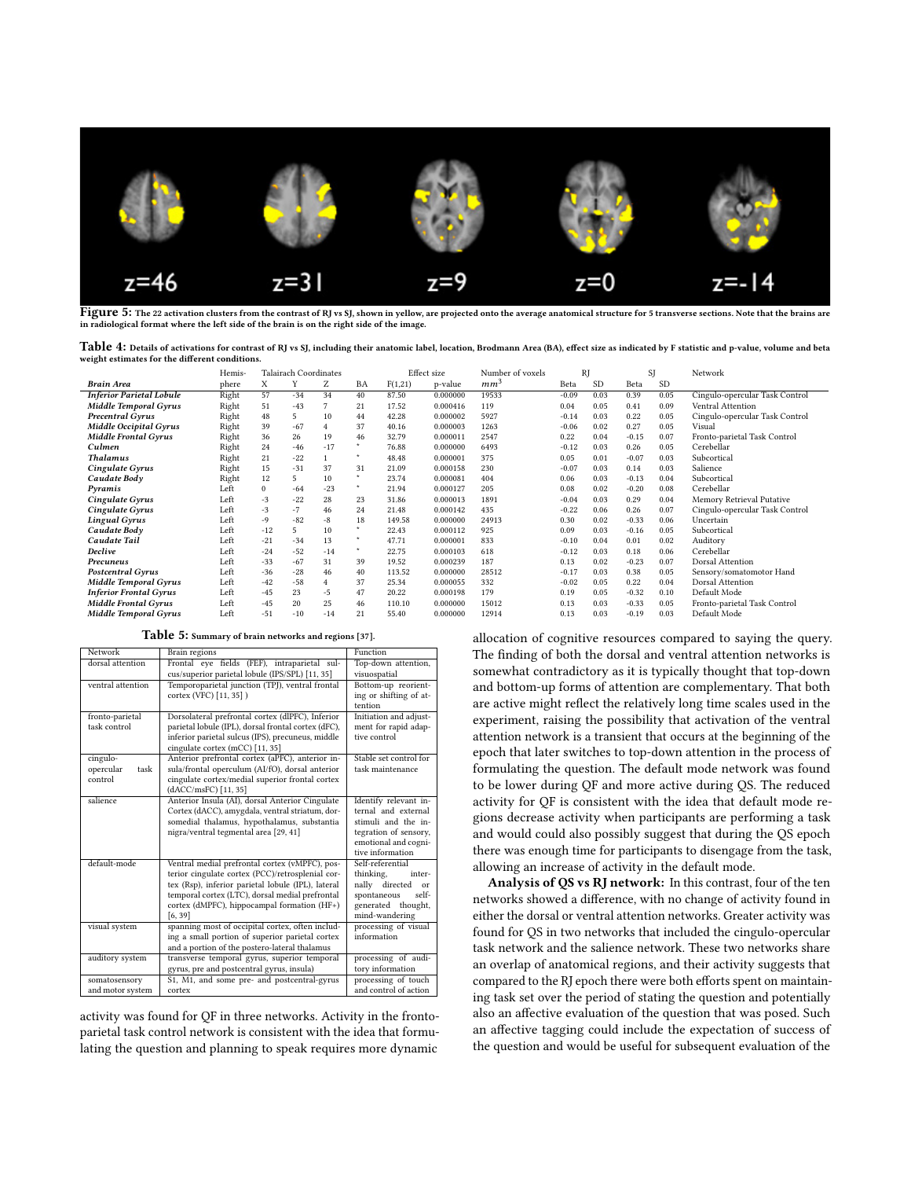**Figure 5: The 22 activation clusters from the contrast of RJ vs SJ, shown in yellow, are projected onto the average anatomical structure for 5 transverse sections. Note that the brains are in radiological format where the left side of the brain is on the right side of the image.**

**Table 4: Details of activations for contrast of RJ vs SJ, including their anatomic label, location, Brodmann Area (BA), effect size as indicated by F statistic and p-value, volume and beta weight estimates for the different conditions.**

| | Hemis- | Talairach Coordinates | | | | Effect size | | Number of voxels | RJ | | SJ | | Network |
|---|---|---|---|---|---|---|---|---|---|---|---|---|---|
| ***Brain Area*** | phere | X | Y | Z | BA | F(1,21) | p-value | $mm^3$ | Beta | SD | Beta | SD | |
| ***Inferior Parietal Lobule*** | Right | 57 | -34 | 34 | 40 | 87.50 | 0.000000 | 19533 | -0.09 | 0.03 | 0.39 | 0.05 | Cingulo-opercular Task Control |
| ***Middle Temporal Gyrus*** | Right | 51 | -43 | 7 | 21 | 17.52 | 0.000416 | 119 | 0.04 | 0.05 | 0.41 | 0.09 | Ventral Attention |
| ***Precentral Gyrus*** | Right | 48 | 5 | 10 | 44 | 42.28 | 0.000002 | 5927 | -0.14 | 0.03 | 0.22 | 0.05 | Cingulo-opercular Task Control |
| ***Middle Occipital Gyrus*** | Right | 39 | -67 | 4 | 37 | 40.16 | 0.000003 | 1263 | -0.06 | 0.02 | 0.27 | 0.05 | Visual |
| ***Middle Frontal Gyrus*** | Right | 36 | 26 | 19 | 46 | 32.79 | 0.000011 | 2547 | 0.22 | 0.04 | -0.15 | 0.07 | Fronto-parietal Task Control |
| ***Culmen*** | Right | 24 | -46 | -17 | * | 76.88 | 0.000000 | 6493 | -0.12 | 0.03 | 0.26 | 0.05 | Cerebellar |
| ***Thalamus*** | Right | 21 | -22 | 1 | * | 48.48 | 0.000001 | 375 | 0.05 | 0.01 | -0.07 | 0.03 | Subcortical |
| ***Cingulate Gyrus*** | Right | 15 | -31 | 37 | 31 | 21.09 | 0.000158 | 230 | -0.07 | 0.03 | 0.14 | 0.03 | Salience |
| ***Caudate Body*** | Right | 12 | 5 | 10 | * | 23.74 | 0.000081 | 404 | 0.06 | 0.03 | -0.13 | 0.04 | Subcortical |
| ***Pyramis*** | Left | 0 | -64 | -23 | * | 21.94 | 0.000127 | 205 | 0.08 | 0.02 | -0.20 | 0.08 | Cerebellar |
| ***Cingulate Gyrus*** | Left | -3 | -22 | 28 | 23 | 31.86 | 0.000013 | 1891 | -0.04 | 0.03 | 0.29 | 0.04 | Memory Retrieval Putative |
| ***Cingulate Gyrus*** | Left | -3 | -7 | 46 | 24 | 21.48 | 0.000142 | 435 | -0.22 | 0.06 | 0.26 | 0.07 | Cingulo-opercular Task Control |
| ***Lingual Gyrus*** | Left | -9 | -82 | -8 | 18 | 149.58 | 0.000000 | 24913 | 0.30 | 0.02 | -0.33 | 0.06 | Uncertain |
| ***Caudate Body*** | Left | -12 | 5 | 10 | * | 22.43 | 0.000112 | 925 | 0.09 | 0.03 | -0.16 | 0.05 | Subcortical |
| ***Caudate Tail*** | Left | -21 | -34 | 13 | * | 47.71 | 0.000001 | 833 | -0.10 | 0.04 | 0.01 | 0.02 | Auditory |
| ***Declive*** | Left | -24 | -52 | -14 | * | 22.75 | 0.000103 | 618 | -0.12 | 0.03 | 0.18 | 0.06 | Cerebellar |
| ***Precuneus*** | Left | -33 | -67 | 31 | 39 | 19.52 | 0.000239 | 187 | 0.13 | 0.02 | -0.23 | 0.07 | Dorsal Attention |
| ***Postcentral Gyrus*** | Left | -36 | -28 | 46 | 40 | 113.52 | 0.000000 | 28512 | -0.17 | 0.03 | 0.38 | 0.05 | Sensory/somatomotor Hand |
| ***Middle Temporal Gyrus*** | Left | -42 | -58 | 4 | 37 | 25.34 | 0.000055 | 332 | -0.02 | 0.05 | 0.22 | 0.04 | Dorsal Attention |
| ***Inferior Frontal Gyrus*** | Left | -45 | 23 | -5 | 47 | 20.22 | 0.000198 | 179 | 0.19 | 0.05 | -0.32 | 0.10 | Default Mode |
| ***Middle Frontal Gyrus*** | Left | -45 | 20 | 25 | 46 | 110.10 | 0.000000 | 15012 | 0.13 | 0.03 | -0.33 | 0.05 | Fronto-parietal Task Control |
| ***Middle Temporal Gyrus*** | Left | -51 | -10 | -14 | 21 | 55.40 | 0.000000 | 12914 | 0.13 | 0.03 | -0.19 | 0.03 | Default Mode |

**Table 5: Summary of brain networks and regions [37].**

| Network | Brain regions | Function |
|---|---|---|
| dorsal attention | Frontal eye fields (FEF), intraparietal sulcus/superior parietal lobule (IPS/SPL) [11, 35] | Top-down attention, visuospatial |
| ventral attention | Temporoparietal junction (TPJ), ventral frontal cortex (VFC) [11, 35] ) | Bottom-up reorienting or shifting of attention |
| fronto-parietal task control | Dorsolateral prefrontal cortex (dlPFC), Inferior parietal lobule (IPL), dorsal frontal cortex (dFC), inferior parietal sulcus (IPS), precuneus, middle cingulate cortex (mCC) [11, 35] | Initiation and adjustment for rapid adaptive control |
| cingulo-opercular task control | Anterior prefrontal cortex (aPFC), anterior insula/frontal operculum (AI/fO), dorsal anterior cingulate cortex/medial superior frontal cortex (dACC/msFC) [11, 35] | Stable set control for task maintenance |
| salience | Anterior Insula (AI), dorsal Anterior Cingulate Cortex (dACC), amygdala, ventral striatum, dorsomedial thalamus, hypothalamus, substantia nigra/ventral tegmental area [29, 41] | Identify relevant internal and external stimuli and the integration of sensory, emotional and cognitive information |
| default-mode | Ventral medial prefrontal cortex (vMPFC), posterior cingulate cortex (PCC)/retrosplenial cortex (Rsp), inferior parietal lobule (IPL), lateral temporal cortex (LTC), dorsal medial prefrontal cortex (dMPFC), hippocampal formation (HF+) [6, 39] | Self-referential thinking, internally directed or spontaneous self-generated thought, mind-wandering |
| visual system | spanning most of occipital cortex, often including a small portion of superior parietal cortex and a portion of the postero-lateral thalamus | processing of visual information |
| auditory system | transverse temporal gyrus, superior temporal gyrus, pre and postcentral gyrus, insula) | processing of auditory information |
| somatosensory and motor system | S1, M1, and some pre- and postcentral-gyrus cortex | processing of touch and control of action |

activity was found for QF in three networks. Activity in the fronto-parietal task control network is consistent with the idea that formulating the question and planning to speak requires more dynamic allocation of cognitive resources compared to saying the query. The finding of both the dorsal and ventral attention networks is somewhat contradictory as it is typically thought that top-down and bottom-up forms of attention are complementary. That both are active might reflect the relatively long time scales used in the experiment, raising the possibility that activation of the ventral attention network is a transient that occurs at the beginning of the epoch that later switches to top-down attention in the process of formulating the question. The default mode network was found to be lower during QF and more active during QS. The reduced activity for QF is consistent with the idea that default mode regions decrease activity when participants are performing a task and would could also possibly suggest that during the QS epoch there was enough time for participants to disengage from the task, allowing an increase of activity in the default mode.

**Analysis of QS vs RJ network:** In this contrast, four of the ten networks showed a difference, with no change of activity found in either the dorsal or ventral attention networks. Greater activity was found for QS in two networks that included the cingulo-opercular task network and the salience network. These two networks share an overlap of anatomical regions, and their activity suggests that compared to the RJ epoch there were both efforts spent on maintaining task set over the period of stating the question and potentially also an affective evaluation of the question that was posed. Such an affective tagging could include the expectation of success of the question and would be useful for subsequent evaluation of the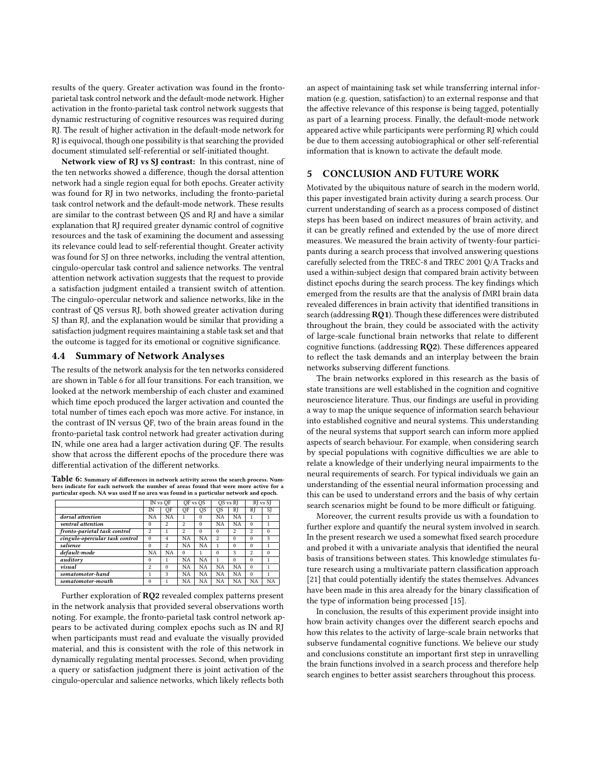results of the query. Greater activation was found in the fronto-parietal task control network and the default-mode network. Higher activation in the fronto-parietal task control network suggests that dynamic restructuring of cognitive resources was required during RJ. The result of higher activation in the default-mode network for RJ is equivocal, though one possibility is that searching the provided document stimulated self-referential or self-initiated thought.

**Network view of RJ vs SJ contrast:** In this contrast, nine of the ten networks showed a difference, though the dorsal attention network had a single region equal for both epochs. Greater activity was found for RJ in two networks, including the fronto-parietal task control network and the default-mode network. These results are similar to the contrast between QS and RJ and have a similar explanation that RJ required greater dynamic control of cognitive resources and the task of examining the document and assessing its relevance could lead to self-referential thought. Greater activity was found for SJ on three networks, including the ventral attention, cingulo-opercular task control and salience networks. The ventral attention network activation suggests that the request to provide a satisfaction judgment entailed a transient switch of attention. The cingulo-opercular network and salience networks, like in the contrast of QS versus RJ, both showed greater activation during SJ than RJ, and the explanation would be similar that providing a satisfaction judgment requires maintaining a stable task set and that the outcome is tagged for its emotional or cognitive significance.

## 4.4 Summary of Network Analyses

The results of the network analysis for the ten networks considered are shown in Table 6 for all four transitions. For each transition, we looked at the network membership of each cluster and examined which time epoch produced the larger activation and counted the total number of times each epoch was more active. For instance, in the contrast of IN versus QF, two of the brain areas found in the fronto-parietal task control network had greater activation during IN, while one area had a larger activation during QF. The results show that across the different epochs of the procedure there was differential activation of the different networks.

**Table 6: Summary of differences in network activity across the search process. Numbers indicate for each network the number of areas found that were more active for a particular epoch. NA was used If no area was found in a particular network and epoch.**

| | IN vs QF | | QF vs QS | | QS vs RJ | | RJ vs SJ | |
|---|---|---|---|---|---|---|---|---|
| | IN | QF | QF | QS | QS | RJ | RJ | SJ |
| *dorsal attention* | NA | NA | 1 | 0 | NA | NA | 1 | 1 |
| *ventral attention* | 0 | 2 | 2 | 0 | NA | NA | 0 | 1 |
| *fronto-parietal task control* | 2 | 1 | 2 | 0 | 0 | 2 | 2 | 0 |
| *cingulo-opercular task control* | 0 | 4 | NA | NA | 2 | 0 | 0 | 3 |
| *salience* | 0 | 2 | NA | NA | 1 | 0 | 0 | 1 |
| *default-mode* | NA | NA | 0 | 1 | 0 | 3 | 2 | 0 |
| *auditory* | 0 | 1 | NA | NA | 1 | 0 | 0 | 1 |
| *visual* | 2 | 0 | NA | NA | NA | NA | 0 | 1 |
| *somatomotor-hand* | 1 | 3 | NA | NA | NA | NA | 0 | 1 |
| *somatomotor-mouth* | 0 | 1 | NA | NA | NA | NA | NA | NA |

Further exploration of **RQ2** revealed complex patterns present in the network analysis that provided several observations worth noting. For example, the fronto-parietal task control network appears to be activated during complex epochs such as IN and RJ when participants must read and evaluate the visually provided material, and this is consistent with the role of this network in dynamically regulating mental processes. Second, when providing a query or satisfaction judgment there is joint activation of the cingulo-opercular and salience networks, which likely reflects both an aspect of maintaining task set while transferring internal information (e.g. question, satisfaction) to an external response and that the affective relevance of this response is being tagged, potentially as part of a learning process. Finally, the default-mode network appeared active while participants were performing RJ which could be due to them accessing autobiographical or other self-referential information that is known to activate the default mode.

# 5 CONCLUSION AND FUTURE WORK

Motivated by the ubiquitous nature of search in the modern world, this paper investigated brain activity during a search process. Our current understanding of search as a process composed of distinct steps has been based on indirect measures of brain activity, and it can be greatly refined and extended by the use of more direct measures. We measured the brain activity of twenty-four participants during a search process that involved answering questions carefully selected from the TREC-8 and TREC 2001 Q/A Tracks and used a within-subject design that compared brain activity between distinct epochs during the search process. The key findings which emerged from the results are that the analysis of fMRI brain data revealed differences in brain activity that identified transitions in search (addressing **RQ1**). Though these differences were distributed throughout the brain, they could be associated with the activity of large-scale functional brain networks that relate to different cognitive functions. (addressing **RQ2**). These differences appeared to reflect the task demands and an interplay between the brain networks subserving different functions.

The brain networks explored in this research as the basis of state transitions are well established in the cognition and cognitive neuroscience literature. Thus, our findings are useful in providing a way to map the unique sequence of information search behaviour into established cognitive and neural systems. This understanding of the neural systems that support search can inform more applied aspects of search behaviour. For example, when considering search by special populations with cognitive difficulties we are able to relate a knowledge of their underlying neural impairments to the neural requirements of search. For typical individuals we gain an understanding of the essential neural information processing and this can be used to understand errors and the basis of why certain search scenarios might be found to be more difficult or fatiguing.

Moreover, the current results provide us with a foundation to further explore and quantify the neural system involved in search. In the present research we used a somewhat fixed search procedure and probed it with a univariate analysis that identified the neural basis of transitions between states. This knowledge stimulates future research using a multivariate pattern classification approach [21] that could potentially identify the states themselves. Advances have been made in this area already for the binary classification of the type of information being processed [15].

In conclusion, the results of this experiment provide insight into how brain activity changes over the different search epochs and how this relates to the activity of large-scale brain networks that subserve fundamental cognitive functions. We believe our study and conclusions constitute an important first step in unravelling the brain functions involved in a search process and therefore help search engines to better assist searchers throughout this process.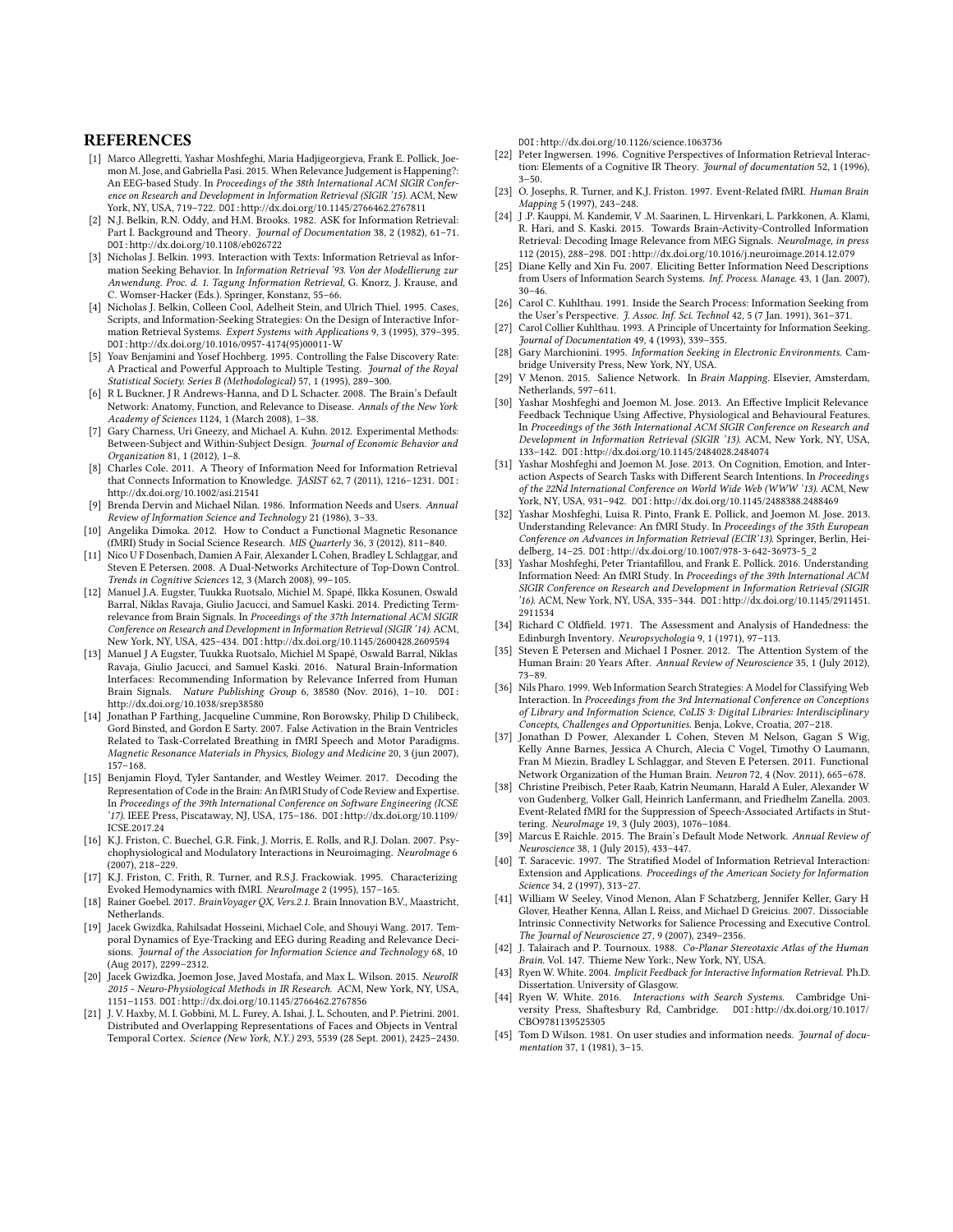## REFERENCES

- [1] Marco Allegretti, Yashar Moshfeghi, Maria Hadjigeorgieva, Frank E. Pollick, Joemon M. Jose, and Gabriella Pasi. 2015. When Relevance Judgement is Happening?: An EEG-based Study. In *Proceedings of the 38th International ACM SIGIR Conference on Research and Development in Information Retrieval (SIGIR '15)*. ACM, New York, NY, USA, 719–722. DOI: http://dx.doi.org/10.1145/2766462.2767811
- [2] N.J. Belkin, R.N. Oddy, and H.M. Brooks. 1982. ASK for Information Retrieval: Part I. Background and Theory. *Journal of Documentation* 38, 2 (1982), 61–71. DOI: http://dx.doi.org/10.1108/eb026722
- [3] Nicholas J. Belkin. 1993. Interaction with Texts: Information Retrieval as Information Seeking Behavior. In *Information Retrieval '93. Von der Modellierung zur Anwendung. Proc. d. 1. Tagung Information Retrieval*, G. Knorz, J. Krause, and C. Womser-Hacker (Eds.). Springer, Konstanz, 55–66.
- [4] Nicholas J. Belkin, Colleen Cool, Adelheit Stein, and Ulrich Thiel. 1995. Cases, Scripts, and Information-Seeking Strategies: On the Design of Interactive Information Retrieval Systems. *Expert Systems with Applications* 9, 3 (1995), 379–395. DOI: http://dx.doi.org/10.1016/0957-4174(95)00011-W
- [5] Yoav Benjamini and Yosef Hochberg. 1995. Controlling the False Discovery Rate: A Practical and Powerful Approach to Multiple Testing. *Journal of the Royal Statistical Society. Series B (Methodological)* 57, 1 (1995), 289–300.
- [6] R L Buckner, J R Andrews-Hanna, and D L Schacter. 2008. The Brain's Default Network: Anatomy, Function, and Relevance to Disease. *Annals of the New York Academy of Sciences* 1124, 1 (March 2008), 1–38.
- [7] Gary Charness, Uri Gneezy, and Michael A. Kuhn. 2012. Experimental Methods: Between-Subject and Within-Subject Design. *Journal of Economic Behavior and Organization* 81, 1 (2012), 1–8.
- [8] Charles Cole. 2011. A Theory of Information Need for Information Retrieval that Connects Information to Knowledge. *JASIST* 62, 7 (2011), 1216–1231. DOI: http://dx.doi.org/10.1002/asi.21541
- [9] Brenda Dervin and Michael Nilan. 1986. Information Needs and Users. *Annual Review of Information Science and Technology* 21 (1986), 3–33.
- [10] Angelika Dimoka. 2012. How to Conduct a Functional Magnetic Resonance (fMRI) Study in Social Science Research. *MIS Quarterly* 36, 3 (2012), 811–840.
- [11] Nico U F Dosenbach, Damien A Fair, Alexander L Cohen, Bradley L Schlaggar, and Steven E Petersen. 2008. A Dual-Networks Architecture of Top-Down Control. *Trends in Cognitive Sciences* 12, 3 (March 2008), 99–105.
- [12] Manuel J.A. Eugster, Tuukka Ruotsalo, Michiel M. Spapé, Ilkka Kosunen, Oswald Barral, Niklas Ravaja, Giulio Jacucci, and Samuel Kaski. 2014. Predicting Term-relevance from Brain Signals. In *Proceedings of the 37th International ACM SIGIR Conference on Research and Development in Information Retrieval (SIGIR '14)*. ACM, New York, NY, USA, 425–434. DOI: http://dx.doi.org/10.1145/2600428.2609594
- [13] Manuel J A Eugster, Tuukka Ruotsalo, Michiel M Spapé, Oswald Barral, Niklas Ravaja, Giulio Jacucci, and Samuel Kaski. 2016. Natural Brain-Information Interfaces: Recommending Information by Relevance Inferred from Human Brain Signals. *Nature Publishing Group* 6, 38580 (Nov. 2016), 1–10. DOI: http://dx.doi.org/10.1038/srep38580
- [14] Jonathan P Farthing, Jacqueline Cummine, Ron Borowsky, Philip D Chilibeck, Gord Binsted, and Gordon E Sarty. 2007. False Activation in the Brain Ventricles Related to Task-Correlated Breathing in fMRI Speech and Motor Paradigms. *Magnetic Resonance Materials in Physics, Biology and Medicine* 20, 3 (jun 2007), 157–168.
- [15] Benjamin Floyd, Tyler Santander, and Westley Weimer. 2017. Decoding the Representation of Code in the Brain: An fMRI Study of Code Review and Expertise. In *Proceedings of the 39th International Conference on Software Engineering (ICSE '17)*. IEEE Press, Piscataway, NJ, USA, 175–186. DOI: http://dx.doi.org/10.1109/ICSE.2017.24
- [16] K.J. Friston, C. Buechel, G.R. Fink, J. Morris, E. Rolls, and R.J. Dolan. 2007. Psychophysiological and Modulatory Interactions in Neuroimaging. *NeuroImage* 6 (2007), 218–229.
- [17] K.J. Friston, C. Frith, R. Turner, and R.S.J. Frackowiak. 1995. Characterizing Evoked Hemodynamics with fMRI. *NeuroImage* 2 (1995), 157–165.
- [18] Rainer Goebel. 2017. *BrainVoyager QX, Vers.2.1.* Brain Innovation B.V., Maastricht, Netherlands.
- [19] Jacek Gwizdka, Rahilsadat Hosseini, Michael Cole, and Shouyi Wang. 2017. Temporal Dynamics of Eye-Tracking and EEG during Reading and Relevance Decisions. *Journal of the Association for Information Science and Technology* 68, 10 (Aug 2017), 2299–2312.
- [20] Jacek Gwizdka, Joemon Jose, Javed Mostafa, and Max L. Wilson. 2015. *NeuroIR 2015 - Neuro-Physiological Methods in IR Research.* ACM, New York, NY, USA, 1151–1153. DOI: http://dx.doi.org/10.1145/2766462.2767856
- [21] J. V. Haxby, M. I. Gobbini, M. L. Furey, A. Ishai, J. L. Schouten, and P. Pietrini. 2001. Distributed and Overlapping Representations of Faces and Objects in Ventral Temporal Cortex. *Science (New York, N.Y.)* 293, 5539 (28 Sept. 2001), 2425–2430. DOI: http://dx.doi.org/10.1126/science.1063736
- [22] Peter Ingwersen. 1996. Cognitive Perspectives of Information Retrieval Interaction: Elements of a Cognitive IR Theory. *Journal of documentation* 52, 1 (1996), 3–50.
- [23] O. Josephs, R. Turner, and K.J. Friston. 1997. Event-Related fMRI. *Human Brain Mapping* 5 (1997), 243–248.
- [24] J .P. Kauppi, M. Kandemir, V .M. Saarinen, L. Hirvenkari, L. Parkkonen, A. Klami, R. Hari, and S. Kaski. 2015. Towards Brain-Activity-Controlled Information Retrieval: Decoding Image Relevance from MEG Signals. *NeuroImage, in press* 112 (2015), 288–298. DOI: http://dx.doi.org/10.1016/j.neuroimage.2014.12.079
- [25] Diane Kelly and Xin Fu. 2007. Eliciting Better Information Need Descriptions from Users of Information Search Systems. *Inf. Process. Manage.* 43, 1 (Jan. 2007), 30–46.
- [26] Carol C. Kuhlthau. 1991. Inside the Search Process: Information Seeking from the User's Perspective. *J. Assoc. Inf. Sci. Technol* 42, 5 (7 Jan. 1991), 361–371.
- [27] Carol Collier Kuhlthau. 1993. A Principle of Uncertainty for Information Seeking. *Journal of Documentation* 49, 4 (1993), 339–355.
- [28] Gary Marchionini. 1995. *Information Seeking in Electronic Environments.* Cambridge University Press, New York, NY, USA.
- [29] V Menon. 2015. Salience Network. In *Brain Mapping*. Elsevier, Amsterdam, Netherlands, 597–611.
- [30] Yashar Moshfeghi and Joemon M. Jose. 2013. An Effective Implicit Relevance Feedback Technique Using Affective, Physiological and Behavioural Features. In *Proceedings of the 36th International ACM SIGIR Conference on Research and Development in Information Retrieval (SIGIR '13)*. ACM, New York, NY, USA, 133–142. DOI: http://dx.doi.org/10.1145/2484028.2484074
- [31] Yashar Moshfeghi and Joemon M. Jose. 2013. On Cognition, Emotion, and Interaction Aspects of Search Tasks with Different Search Intentions. In *Proceedings of the 22Nd International Conference on World Wide Web (WWW '13)*. ACM, New York, NY, USA, 931–942. DOI: http://dx.doi.org/10.1145/2488388.2488469
- [32] Yashar Moshfeghi, Luisa R. Pinto, Frank E. Pollick, and Joemon M. Jose. 2013. Understanding Relevance: An fMRI Study. In *Proceedings of the 35th European Conference on Advances in Information Retrieval (ECIR'13)*. Springer, Berlin, Heidelberg, 14–25. DOI: http://dx.doi.org/10.1007/978-3-642-36973-5_2
- [33] Yashar Moshfeghi, Peter Triantafillou, and Frank E. Pollick. 2016. Understanding Information Need: An fMRI Study. In *Proceedings of the 39th International ACM SIGIR Conference on Research and Development in Information Retrieval (SIGIR '16)*. ACM, New York, NY, USA, 335–344. DOI: http://dx.doi.org/10.1145/2911451.2911534
- [34] Richard C Oldfield. 1971. The Assessment and Analysis of Handedness: the Edinburgh Inventory. *Neuropsychologia* 9, 1 (1971), 97–113.
- [35] Steven E Petersen and Michael I Posner. 2012. The Attention System of the Human Brain: 20 Years After. *Annual Review of Neuroscience* 35, 1 (July 2012), 73–89.
- [36] Nils Pharo. 1999. Web Information Search Strategies: A Model for Classifying Web Interaction. In *Proceedings from the 3rd International Conference on Conceptions of Library and Information Science, CoLIS 3: Digital Libraries: Interdisciplinary Concepts, Challenges and Opportunities*. Benja, Lokve, Croatia, 207–218.
- [37] Jonathan D Power, Alexander L Cohen, Steven M Nelson, Gagan S Wig, Kelly Anne Barnes, Jessica A Church, Alecia C Vogel, Timothy O Laumann, Fran M Miezin, Bradley L Schlaggar, and Steven E Petersen. 2011. Functional Network Organization of the Human Brain. *Neuron* 72, 4 (Nov. 2011), 665–678.
- [38] Christine Preibisch, Peter Raab, Katrin Neumann, Harald A Euler, Alexander W von Gudenberg, Volker Gall, Heinrich Lanfermann, and Friedhelm Zanella. 2003. Event-Related fMRI for the Suppression of Speech-Associated Artifacts in Stuttering. *NeuroImage* 19, 3 (July 2003), 1076–1084.
- [39] Marcus E Raichle. 2015. The Brain's Default Mode Network. *Annual Review of Neuroscience* 38, 1 (July 2015), 433–447.
- [40] T. Saracevic. 1997. The Stratified Model of Information Retrieval Interaction: Extension and Applications. *Proceedings of the American Society for Information Science* 34, 2 (1997), 313–27.
- [41] William W Seeley, Vinod Menon, Alan F Schatzberg, Jennifer Keller, Gary H Glover, Heather Kenna, Allan L Reiss, and Michael D Greicius. 2007. Dissociable Intrinsic Connectivity Networks for Salience Processing and Executive Control. *The Journal of Neuroscience* 27, 9 (2007), 2349–2356.
- [42] J. Talairach and P. Tournoux. 1988. *Co-Planar Stereotaxic Atlas of the Human Brain.* Vol. 147. Thieme New York:, New York, NY, USA.
- [43] Ryen W. White. 2004. *Implicit Feedback for Interactive Information Retrieval.* Ph.D. Dissertation. University of Glasgow.
- [44] Ryen W. White. 2016. *Interactions with Search Systems.* Cambridge University Press, Shaftesbury Rd, Cambridge. DOI: http://dx.doi.org/10.1017/CBO9781139525305
- [45] Tom D Wilson. 1981. On user studies and information needs. *Journal of documentation* 37, 1 (1981), 3–15.